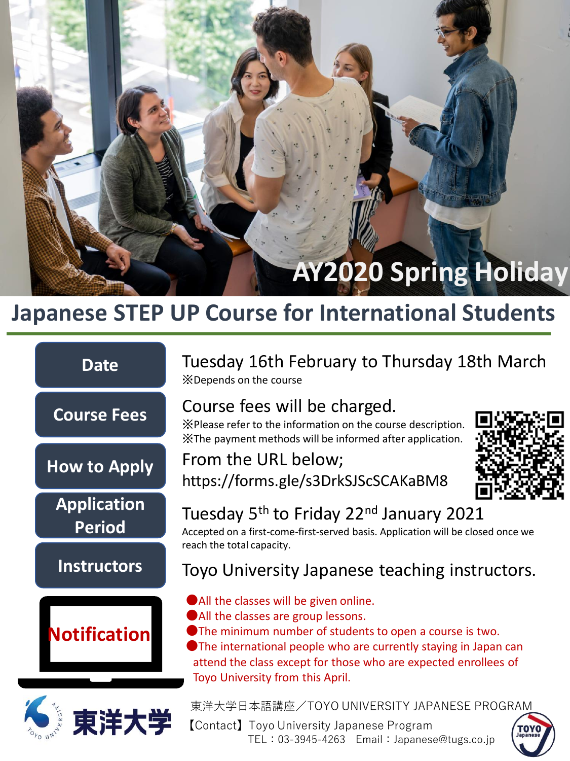# AY2020 Spring Holiday

## Japanese STEP UP Course for International Students

**Date**

Tuesday 16th February to Thursday 18th March
※Depends on the course

**Course Fees**

Course fees will be charged.
※Please refer to the information on the course description.
※The payment methods will be informed after application.

**How to Apply**

From the URL below;
https://forms.gle/s3DrkSJScSCAKaBM8

**Application Period**

Tuesday 5th to Friday 22nd January 2021
Accepted on a first-come-first-served basis. Application will be closed once we reach the total capacity.

**Instructors**

Toyo University Japanese teaching instructors.

**Notification**

- All the classes will be given online.
- All the classes are group lessons.
- The minimum number of students to open a course is two.
- The international people who are currently staying in Japan can attend the class except for those who are expected enrollees of Toyo University from this April.

東洋大学

東洋大学日本語講座／TOYO UNIVERSITY JAPANESE PROGRAM
【Contact】Toyo University Japanese Program
TEL：03-3945-4263　Email：Japanese@tugs.co.jp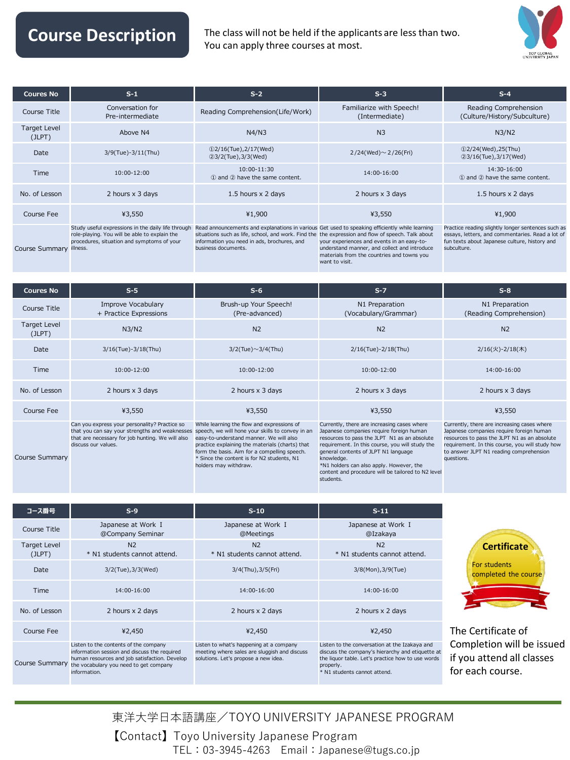# Course Description

The class will not be held if the applicants are less than two.
You can apply three courses at most.

| Coures No | S-1 | S-2 | S-3 | S-4 |
|---|---|---|---|---|
| Course Title | Conversation for Pre-intermediate | Reading Comprehension(Life/Work) | Familiarize with Speech! (Intermediate) | Reading Comprehension (Culture/History/Subculture) |
| Target Level (JLPT) | Above N4 | N4/N3 | N3 | N3/N2 |
| Date | 3/9(Tue)-3/11(Thu) | ①2/16(Tue),2/17(Wed) ②3/2(Tue),3/3(Wed) | 2/24(Wed)～2/26(Fri) | ①2/24(Wed),25(Thu) ②3/16(Tue),3/17(Wed) |
| Time | 10:00-12:00 | 10:00-11:30 ① and ② have the same content. | 14:00-16:00 | 14:30-16:00 ① and ② have the same content. |
| No. of Lesson | 2 hours x 3 days | 1.5 hours x 2 days | 2 hours x 3 days | 1.5 hours x 2 days |
| Course Fee | ¥3,550 | ¥1,900 | ¥3,550 | ¥1,900 |
| Course Summary | Study useful expressions in the daily life through role-playing. You will be able to explain the procedures, situation and symptoms of your illness. | Read announcements and explanations in various situations such as life, school, and work. Find the information you need in ads, brochures, and business documents. | Get used to speaking efficiently while learning the expression and flow of speech. Talk about your experiences and events in an easy-to-understand manner, and collect and introduce materials from the countries and towns you want to visit. | Practice reading slightly longer sentences such as essays, letters, and commentaries. Read a lot of fun texts about Japanese culture, history and subculture. |

| Coures No | S-5 | S-6 | S-7 | S-8 |
|---|---|---|---|---|
| Course Title | Improve Vocabulary + Practice Expressions | Brush-up Your Speech! (Pre-advanced) | N1 Preparation (Vocabulary/Grammar) | N1 Preparation (Reading Comprehension) |
| Target Level (JLPT) | N3/N2 | N2 | N2 | N2 |
| Date | 3/16(Tue)-3/18(Thu) | 3/2(Tue)～3/4(Thu) | 2/16(Tue)-2/18(Thu) | 2/16(火)-2/18(木) |
| Time | 10:00-12:00 | 10:00-12:00 | 10:00-12:00 | 14:00-16:00 |
| No. of Lesson | 2 hours x 3 days | 2 hours x 3 days | 2 hours x 3 days | 2 hours x 3 days |
| Course Fee | ¥3,550 | ¥3,550 | ¥3,550 | ¥3,550 |
| Course Summary | Can you express your personality? Practice so that you can say your strengths and weaknesses that are necessary for job hunting. We will also discuss our values. | While learning the flow and expressions of speech, we will hone your skills to convey in an easy-to-understand manner. We will also practice explaining the materials (charts) that form the basis. Aim for a compelling speech. * Since the content is for N2 students, N1 holders may withdraw. | Currently, there are increasing cases where Japanese companies require foreign human resources to pass the JLPT N1 as an absolute requirement. In this course, you will study the general contents of JLPT N1 language knowledge. *N1 holders can also apply. However, the content and procedure will be tailored to N2 level students. | Currently, there are increasing cases where Japanese companies require foreign human resources to pass the JLPT N1 as an absolute requirement. In this course, you will study how to answer JLPT N1 reading comprehension questions. |

| コース番号 | S-9 | S-10 | S-11 |
|---|---|---|---|
| Course Title | Japanese at Work Ⅰ @Company Seminar | Japanese at Work Ⅰ @Meetings | Japanese at Work Ⅰ @Izakaya |
| Target Level (JLPT) | N2 * N1 students cannot attend. | N2 * N1 students cannot attend. | N2 * N1 students cannot attend. |
| Date | 3/2(Tue),3/3(Wed) | 3/4(Thu),3/5(Fri) | 3/8(Mon),3/9(Tue) |
| Time | 14:00-16:00 | 14:00-16:00 | 14:00-16:00 |
| No. of Lesson | 2 hours x 2 days | 2 hours x 2 days | 2 hours x 2 days |
| Course Fee | ¥2,450 | ¥2,450 | ¥2,450 |
| Course Summary | Listen to the contents of the company information session and discuss the required human resources and job satisfaction. Develop the vocabulary you need to get company information. | Listen to what's happening at a company meeting where sales are sluggish and discuss solutions. Let's propose a new idea. | Listen to the conversation at the Izakaya and discuss the company's hierarchy and etiquette at the liquor table. Let's practice how to use words properly. * N1 students cannot attend. |

**Certificate**
For students completed the course

The Certificate of Completion will be issued if you attend all classes for each course.

東洋大学日本語講座／TOYO UNIVERSITY JAPANESE PROGRAM

【Contact】Toyo University Japanese Program
TEL：03-3945-4263　Email：Japanese@tugs.co.jp